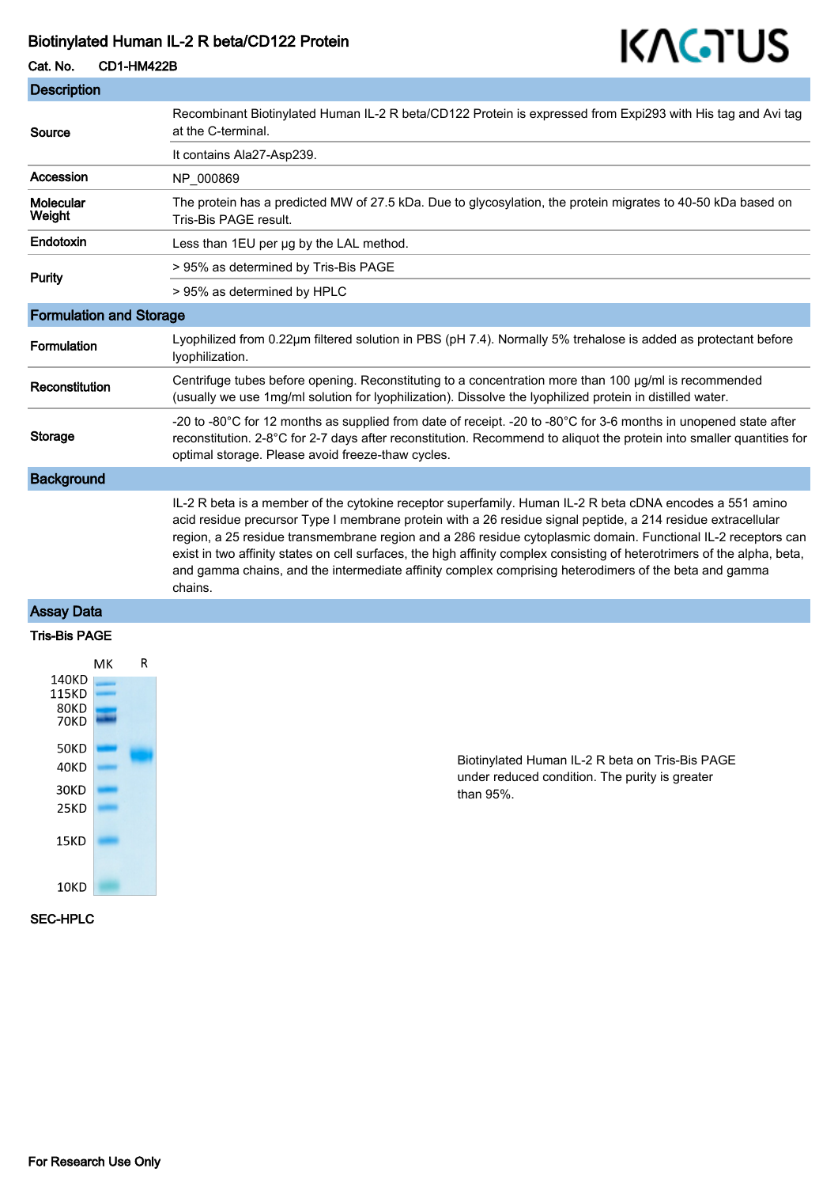# Biotinylated Human IL-2 R beta/CD122 Protein

**Cat. No.** CD1-HM422B

## Description

| | |
|---|---|
| **Source** | Recombinant Biotinylated Human IL-2 R beta/CD122 Protein is expressed from Expi293 with His tag and Avi tag at the C-terminal. |
| | It contains Ala27-Asp239. |
| **Accession** | NP_000869 |
| **Molecular Weight** | The protein has a predicted MW of 27.5 kDa. Due to glycosylation, the protein migrates to 40-50 kDa based on Tris-Bis PAGE result. |
| **Endotoxin** | Less than 1EU per μg by the LAL method. |
| **Purity** | > 95% as determined by Tris-Bis PAGE |
| | > 95% as determined by HPLC |

## Formulation and Storage

| | |
|---|---|
| **Formulation** | Lyophilized from 0.22μm filtered solution in PBS (pH 7.4). Normally 5% trehalose is added as protectant before lyophilization. |
| **Reconstitution** | Centrifuge tubes before opening. Reconstituting to a concentration more than 100 μg/ml is recommended (usually we use 1mg/ml solution for lyophilization). Dissolve the lyophilized protein in distilled water. |
| **Storage** | -20 to -80°C for 12 months as supplied from date of receipt. -20 to -80°C for 3-6 months in unopened state after reconstitution. 2-8°C for 2-7 days after reconstitution. Recommend to aliquot the protein into smaller quantities for optimal storage. Please avoid freeze-thaw cycles. |

## Background

IL-2 R beta is a member of the cytokine receptor superfamily. Human IL-2 R beta cDNA encodes a 551 amino acid residue precursor Type I membrane protein with a 26 residue signal peptide, a 214 residue extracellular region, a 25 residue transmembrane region and a 286 residue cytoplasmic domain. Functional IL-2 receptors can exist in two affinity states on cell surfaces, the high affinity complex consisting of heterotrimers of the alpha, beta, and gamma chains, and the intermediate affinity complex comprising heterodimers of the beta and gamma chains.

## Assay Data

### Tris-Bis PAGE

MK R

140KD
115KD
80KD
70KD
50KD
40KD
30KD
25KD
15KD
10KD

Biotinylated Human IL-2 R beta on Tris-Bis PAGE under reduced condition. The purity is greater than 95%.

### SEC-HPLC

For Research Use Only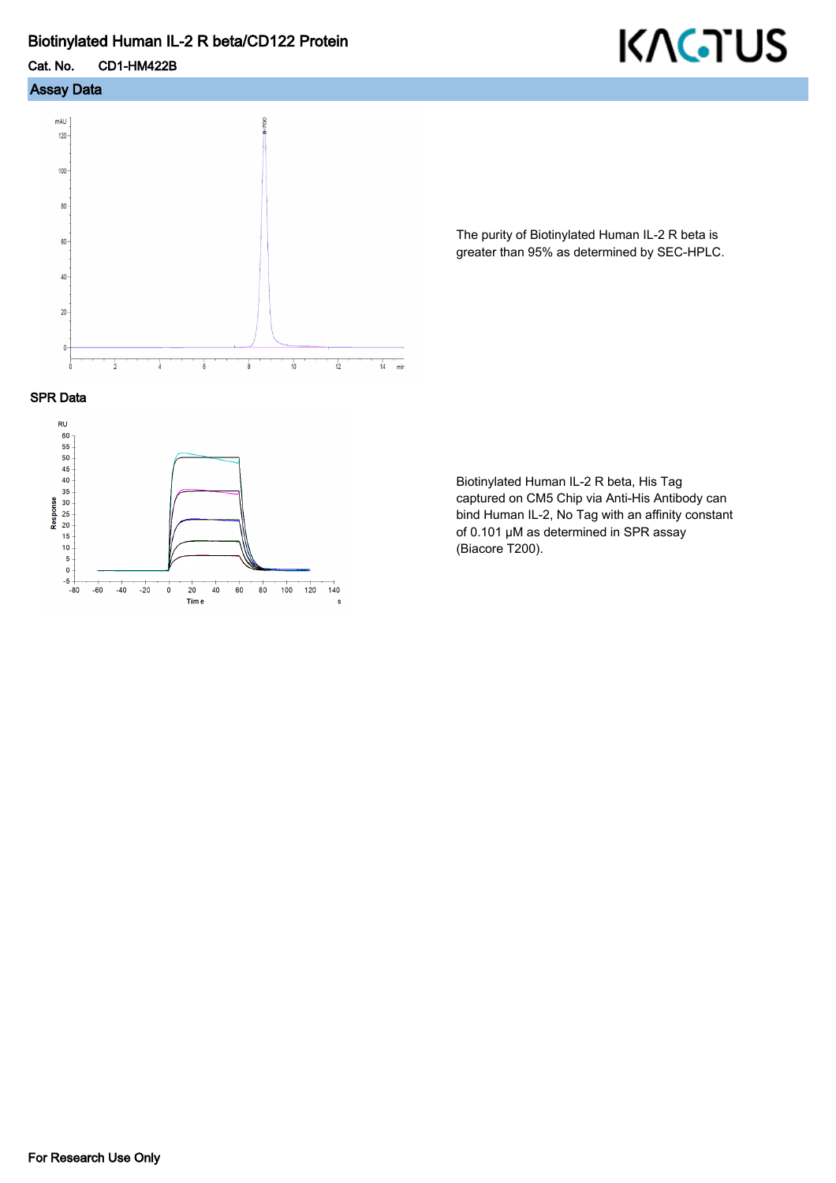Biotinylated Human IL-2 R beta/CD122 Protein

Cat. No. CD1-HM422B

## Assay Data

mAU
120
100
80
60
40
20
0
0 2 4 6 8 10 12 14 min
8.700

The purity of Biotinylated Human IL-2 R beta is greater than 95% as determined by SEC-HPLC.

### SPR Data

RU
60
55
50
45
40
35
30
25
20
15
10
5
0
-5
Response
-80 -60 -40 -20 0 20 40 60 80 100 120 140
Time
s

Biotinylated Human IL-2 R beta, His Tag captured on CM5 Chip via Anti-His Antibody can bind Human IL-2, No Tag with an affinity constant of 0.101 μM as determined in SPR assay (Biacore T200).

For Research Use Only